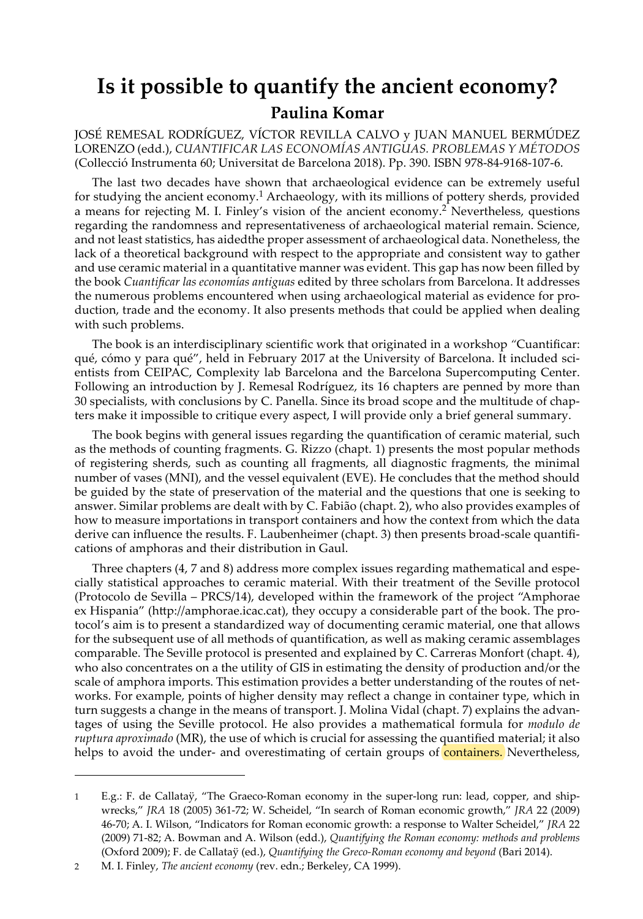# Is it possible to quantify the ancient economy?

## Paulina Komar

JOSÉ REMESAL RODRÍGUEZ, VÍCTOR REVILLA CALVO y JUAN MANUEL BERMÚDEZ LORENZO (edd.), *CUANTIFICAR LAS ECONOMÍAS ANTIGUAS. PROBLEMAS Y MÉTODOS* (Collecció Instrumenta 60; Universitat de Barcelona 2018). Pp. 390. ISBN 978-84-9168-107-6.

The last two decades have shown that archaeological evidence can be extremely useful for studying the ancient economy.[1] Archaeology, with its millions of pottery sherds, provided a means for rejecting M. I. Finley's vision of the ancient economy.[2] Nevertheless, questions regarding the randomness and representativeness of archaeological material remain. Science, and not least statistics, has aidedthe proper assessment of archaeological data. Nonetheless, the lack of a theoretical background with respect to the appropriate and consistent way to gather and use ceramic material in a quantitative manner was evident. This gap has now been filled by the book *Cuantificar las economías antiguas* edited by three scholars from Barcelona. It addresses the numerous problems encountered when using archaeological material as evidence for production, trade and the economy. It also presents methods that could be applied when dealing with such problems.

The book is an interdisciplinary scientific work that originated in a workshop "Cuantificar: qué, cómo y para qué", held in February 2017 at the University of Barcelona. It included scientists from CEIPAC, Complexity lab Barcelona and the Barcelona Supercomputing Center. Following an introduction by J. Remesal Rodríguez, its 16 chapters are penned by more than 30 specialists, with conclusions by C. Panella. Since its broad scope and the multitude of chapters make it impossible to critique every aspect, I will provide only a brief general summary.

The book begins with general issues regarding the quantification of ceramic material, such as the methods of counting fragments. G. Rizzo (chapt. 1) presents the most popular methods of registering sherds, such as counting all fragments, all diagnostic fragments, the minimal number of vases (MNI), and the vessel equivalent (EVE). He concludes that the method should be guided by the state of preservation of the material and the questions that one is seeking to answer. Similar problems are dealt with by C. Fabião (chapt. 2), who also provides examples of how to measure importations in transport containers and how the context from which the data derive can influence the results. F. Laubenheimer (chapt. 3) then presents broad-scale quantifications of amphoras and their distribution in Gaul.

Three chapters (4, 7 and 8) address more complex issues regarding mathematical and especially statistical approaches to ceramic material. With their treatment of the Seville protocol (Protocolo de Sevilla – PRCS/14), developed within the framework of the project "Amphorae ex Hispania" (http://amphorae.icac.cat), they occupy a considerable part of the book. The protocol's aim is to present a standardized way of documenting ceramic material, one that allows for the subsequent use of all methods of quantification, as well as making ceramic assemblages comparable. The Seville protocol is presented and explained by C. Carreras Monfort (chapt. 4), who also concentrates on a the utility of GIS in estimating the density of production and/or the scale of amphora imports. This estimation provides a better understanding of the routes of networks. For example, points of higher density may reflect a change in container type, which in turn suggests a change in the means of transport. J. Molina Vidal (chapt. 7) explains the advantages of using the Seville protocol. He also provides a mathematical formula for *modulo de ruptura aproximado* (MR), the use of which is crucial for assessing the quantified material; it also helps to avoid the under- and overestimating of certain groups of containers. Nevertheless,

---

1. E.g.: F. de Callataÿ, "The Graeco-Roman economy in the super-long run: lead, copper, and shipwrecks," *JRA* 18 (2005) 361-72; W. Scheidel, "In search of Roman economic growth," *JRA* 22 (2009) 46-70; A. I. Wilson, "Indicators for Roman economic growth: a response to Walter Scheidel," *JRA* 22 (2009) 71-82; A. Bowman and A. Wilson (edd.), *Quantifying the Roman economy: methods and problems* (Oxford 2009); F. de Callataÿ (ed.), *Quantifying the Greco-Roman economy and beyond* (Bari 2014).
2. M. I. Finley, *The ancient economy* (rev. edn.; Berkeley, CA 1999).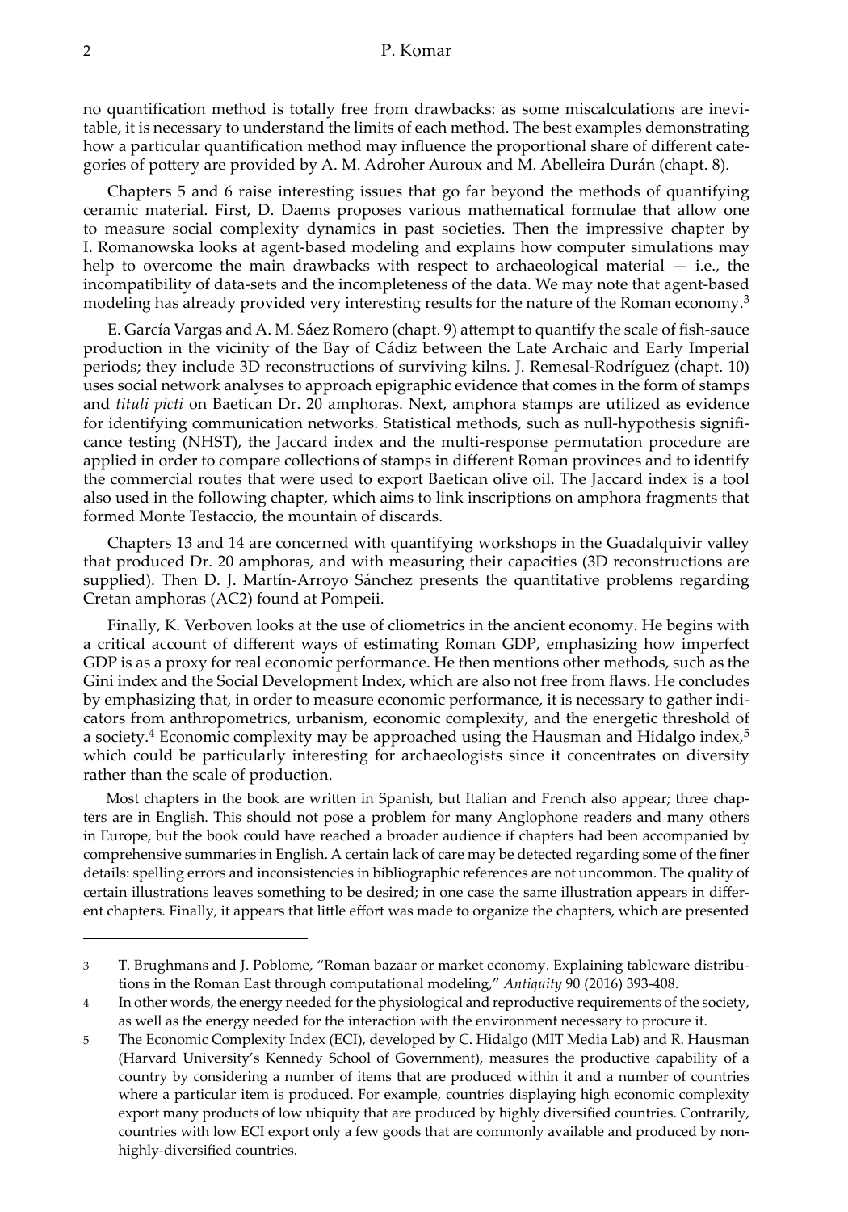no quantification method is totally free from drawbacks: as some miscalculations are inevitable, it is necessary to understand the limits of each method. The best examples demonstrating how a particular quantification method may influence the proportional share of different categories of pottery are provided by A. M. Adroher Auroux and M. Abelleira Durán (chapt. 8).

Chapters 5 and 6 raise interesting issues that go far beyond the methods of quantifying ceramic material. First, D. Daems proposes various mathematical formulae that allow one to measure social complexity dynamics in past societies. Then the impressive chapter by I. Romanowska looks at agent-based modeling and explains how computer simulations may help to overcome the main drawbacks with respect to archaeological material — i.e., the incompatibility of data-sets and the incompleteness of the data. We may note that agent-based modeling has already provided very interesting results for the nature of the Roman economy.[3]

E. García Vargas and A. M. Sáez Romero (chapt. 9) attempt to quantify the scale of fish-sauce production in the vicinity of the Bay of Cádiz between the Late Archaic and Early Imperial periods; they include 3D reconstructions of surviving kilns. J. Remesal-Rodríguez (chapt. 10) uses social network analyses to approach epigraphic evidence that comes in the form of stamps and *tituli picti* on Baetican Dr. 20 amphoras. Next, amphora stamps are utilized as evidence for identifying communication networks. Statistical methods, such as null-hypothesis significance testing (NHST), the Jaccard index and the multi-response permutation procedure are applied in order to compare collections of stamps in different Roman provinces and to identify the commercial routes that were used to export Baetican olive oil. The Jaccard index is a tool also used in the following chapter, which aims to link inscriptions on amphora fragments that formed Monte Testaccio, the mountain of discards.

Chapters 13 and 14 are concerned with quantifying workshops in the Guadalquivir valley that produced Dr. 20 amphoras, and with measuring their capacities (3D reconstructions are supplied). Then D. J. Martín-Arroyo Sánchez presents the quantitative problems regarding Cretan amphoras (AC2) found at Pompeii.

Finally, K. Verboven looks at the use of cliometrics in the ancient economy. He begins with a critical account of different ways of estimating Roman GDP, emphasizing how imperfect GDP is as a proxy for real economic performance. He then mentions other methods, such as the Gini index and the Social Development Index, which are also not free from flaws. He concludes by emphasizing that, in order to measure economic performance, it is necessary to gather indicators from anthropometrics, urbanism, economic complexity, and the energetic threshold of a society.[4] Economic complexity may be approached using the Hausman and Hidalgo index,[5] which could be particularly interesting for archaeologists since it concentrates on diversity rather than the scale of production.

Most chapters in the book are written in Spanish, but Italian and French also appear; three chapters are in English. This should not pose a problem for many Anglophone readers and many others in Europe, but the book could have reached a broader audience if chapters had been accompanied by comprehensive summaries in English. A certain lack of care may be detected regarding some of the finer details: spelling errors and inconsistencies in bibliographic references are not uncommon. The quality of certain illustrations leaves something to be desired; in one case the same illustration appears in different chapters. Finally, it appears that little effort was made to organize the chapters, which are presented

---

3 T. Brughmans and J. Poblome, "Roman bazaar or market economy. Explaining tableware distributions in the Roman East through computational modeling," *Antiquity* 90 (2016) 393-408.

4 In other words, the energy needed for the physiological and reproductive requirements of the society, as well as the energy needed for the interaction with the environment necessary to procure it.

5 The Economic Complexity Index (ECI), developed by C. Hidalgo (MIT Media Lab) and R. Hausman (Harvard University's Kennedy School of Government), measures the productive capability of a country by considering a number of items that are produced within it and a number of countries where a particular item is produced. For example, countries displaying high economic complexity export many products of low ubiquity that are produced by highly diversified countries. Contrarily, countries with low ECI export only a few goods that are commonly available and produced by non-highly-diversified countries.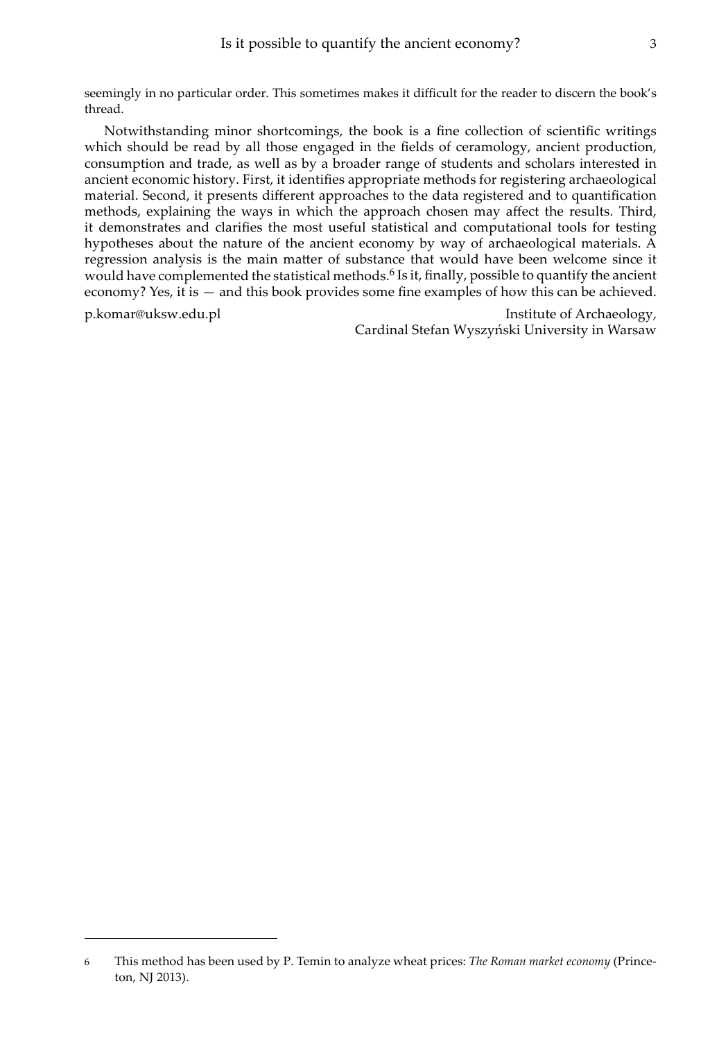seemingly in no particular order. This sometimes makes it difficult for the reader to discern the book's thread.

Notwithstanding minor shortcomings, the book is a fine collection of scientific writings which should be read by all those engaged in the fields of ceramology, ancient production, consumption and trade, as well as by a broader range of students and scholars interested in ancient economic history. First, it identifies appropriate methods for registering archaeological material. Second, it presents different approaches to the data registered and to quantification methods, explaining the ways in which the approach chosen may affect the results. Third, it demonstrates and clarifies the most useful statistical and computational tools for testing hypotheses about the nature of the ancient economy by way of archaeological materials. A regression analysis is the main matter of substance that would have been welcome since it would have complemented the statistical methods.[6] Is it, finally, possible to quantify the ancient economy? Yes, it is — and this book provides some fine examples of how this can be achieved.

p.komar@uksw.edu.pl

Institute of Archaeology,
Cardinal Stefan Wyszyński University in Warsaw

---

[6] This method has been used by P. Temin to analyze wheat prices: *The Roman market economy* (Princeton, NJ 2013).